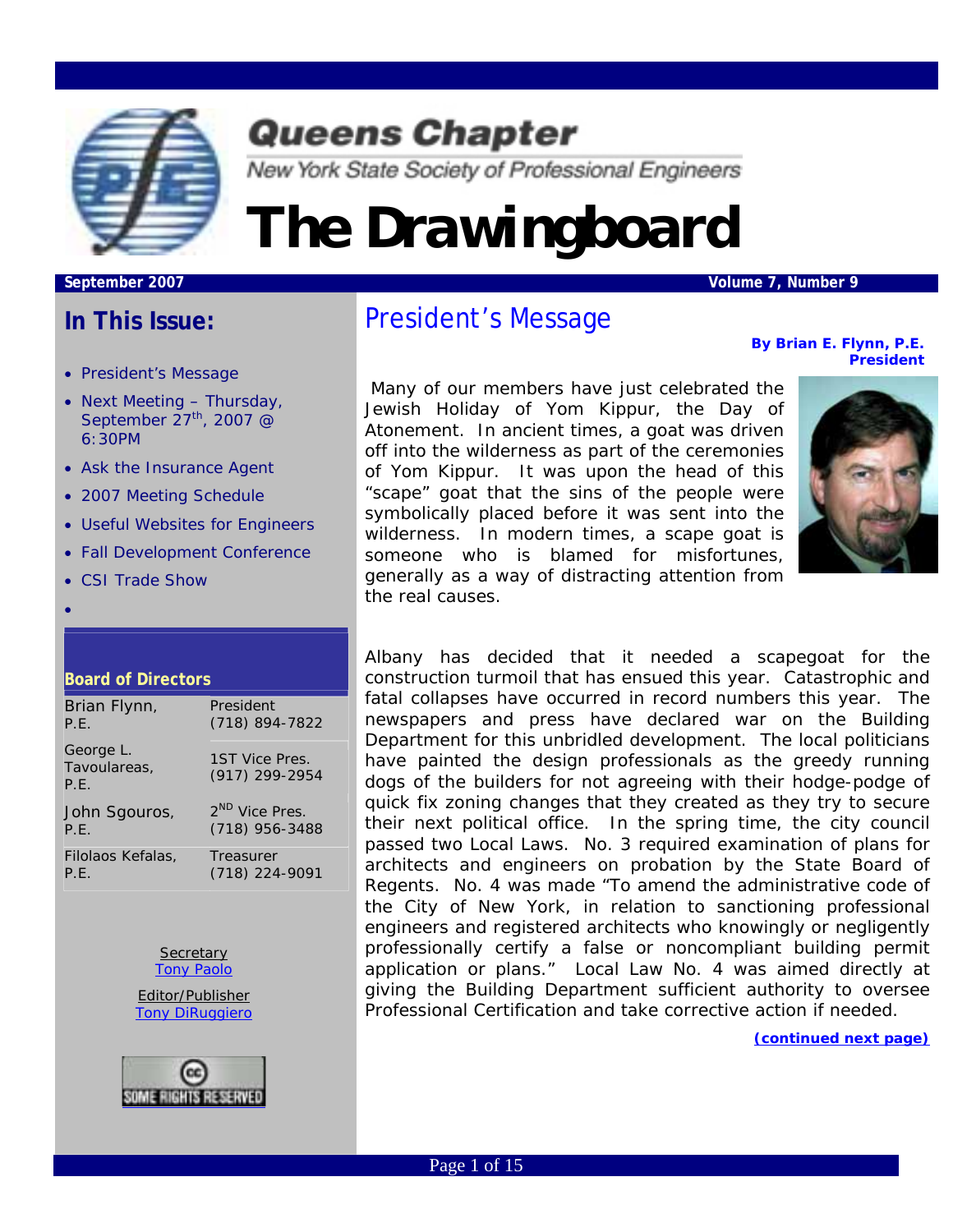# Queens Chapter

New York State Society of Professional Engineers

# The Drawingboard

**September 2007** **Volume 7, Number 9**

## In This Issue:

- President's Message
- Next Meeting – Thursday, September 27th, 2007 @ 6:30PM
- Ask the Insurance Agent
- 2007 Meeting Schedule
- Useful Websites for Engineers
- Fall Development Conference
- CSI Trade Show

**Board of Directors**

| | |
|---|---|
| Brian Flynn, P.E. | President (718) 894-7822 |
| George L. Tavoulareas, P.E. | 1ST Vice Pres. (917) 299-2954 |
| John Sgouros, P.E. | 2ND Vice Pres. (718) 956-3488 |
| Filolaos Kefalas, P.E. | Treasurer (718) 224-9091 |

Secretary
Tony Paolo

Editor/Publisher
Tony DiRuggiero

SOME RIGHTS RESERVED

## President's Message

**By Brian E. Flynn, P.E.**
**President**

Many of our members have just celebrated the Jewish Holiday of Yom Kippur, the Day of Atonement. In ancient times, a goat was driven off into the wilderness as part of the ceremonies of Yom Kippur. It was upon the head of this "scape" goat that the sins of the people were symbolically placed before it was sent into the wilderness. In modern times, a scape goat is someone who is blamed for misfortunes, generally as a way of distracting attention from the real causes.

Albany has decided that it needed a scapegoat for the construction turmoil that has ensued this year. Catastrophic and fatal collapses have occurred in record numbers this year. The newspapers and press have declared war on the Building Department for this unbridled development. The local politicians have painted the design professionals as the greedy running dogs of the builders for not agreeing with their hodge-podge of quick fix zoning changes that they created as they try to secure their next political office. In the spring time, the city council passed two Local Laws. No. 3 required examination of plans for architects and engineers on probation by the State Board of Regents. No. 4 was made "To amend the administrative code of the City of New York, in relation to sanctioning professional engineers and registered architects who knowingly or negligently professionally certify a false or noncompliant building permit application or plans." Local Law No. 4 was aimed directly at giving the Building Department sufficient authority to oversee Professional Certification and take corrective action if needed.

**(continued next page)**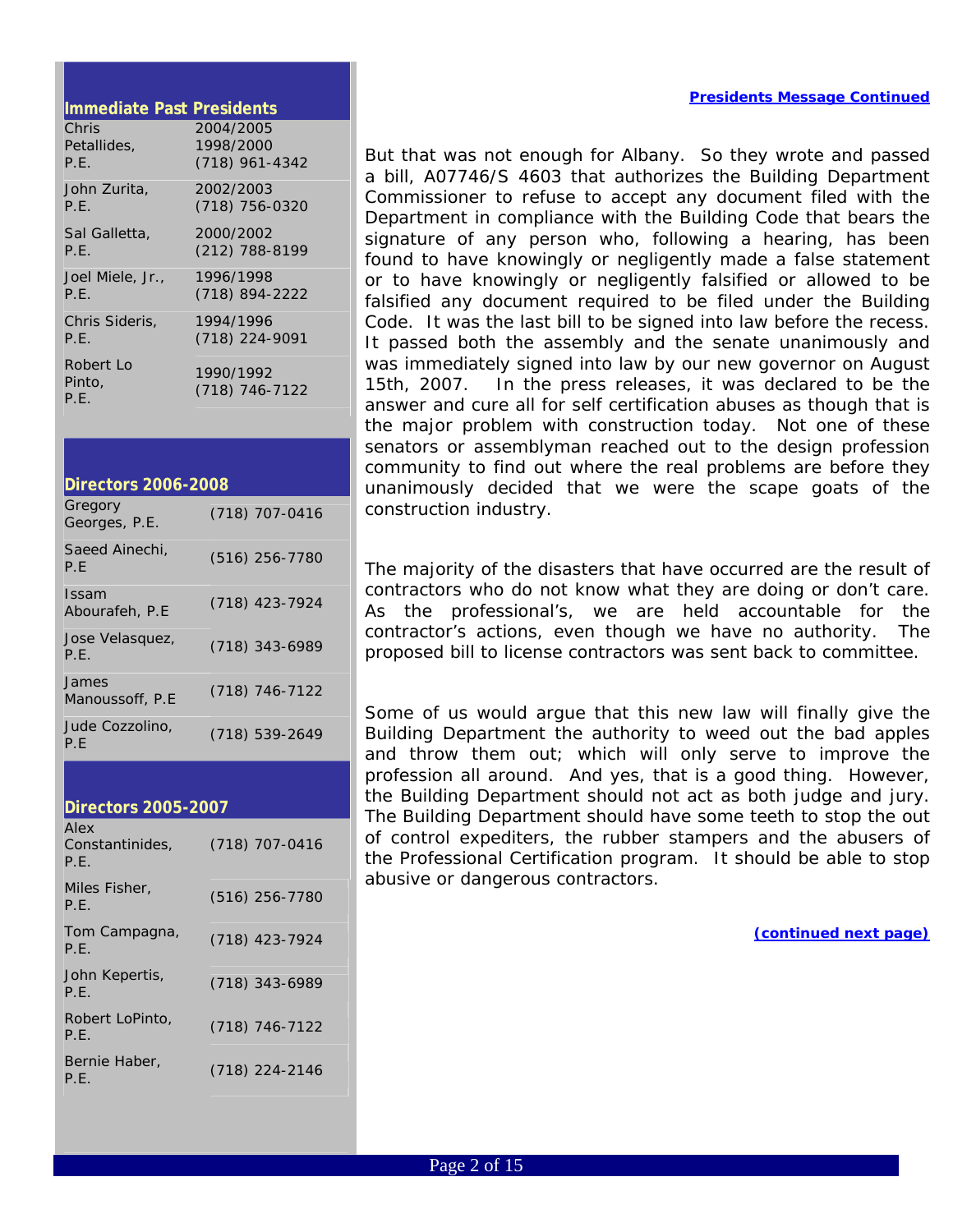## Immediate Past Presidents

| Name | Term / Phone |
| --- | --- |
| Chris Petallides, P.E. | 2004/2005, 1998/2000, (718) 961-4342 |
| John Zurita, P.E. | 2002/2003, (718) 756-0320 |
| Sal Galletta, P.E. | 2000/2002, (212) 788-8199 |
| Joel Miele, Jr., P.E. | 1996/1998, (718) 894-2222 |
| Chris Sideris, P.E. | 1994/1996, (718) 224-9091 |
| Robert Lo Pinto, P.E. | 1990/1992, (718) 746-7122 |

## Directors 2006-2008

| Name | Phone |
| --- | --- |
| Gregory Georges, P.E. | (718) 707-0416 |
| Saeed Ainechi, P.E | (516) 256-7780 |
| Issam Abourafeh, P.E | (718) 423-7924 |
| Jose Velasquez, P.E. | (718) 343-6989 |
| James Manoussoff, P.E | (718) 746-7122 |
| Jude Cozzolino, P.E | (718) 539-2649 |

## Directors 2005-2007

| Name | Phone |
| --- | --- |
| Alex Constantinides, P.E. | (718) 707-0416 |
| Miles Fisher, P.E. | (516) 256-7780 |
| Tom Campagna, P.E. | (718) 423-7924 |
| John Kepertis, P.E. | (718) 343-6989 |
| Robert LoPinto, P.E. | (718) 746-7122 |
| Bernie Haber, P.E. | (718) 224-2146 |

**Presidents Message Continued**

But that was not enough for Albany. So they wrote and passed a bill, A07746/S 4603 that authorizes the Building Department Commissioner to refuse to accept any document filed with the Department in compliance with the Building Code that bears the signature of any person who, following a hearing, has been found to have knowingly or negligently made a false statement or to have knowingly or negligently falsified or allowed to be falsified any document required to be filed under the Building Code. It was the last bill to be signed into law before the recess. It passed both the assembly and the senate unanimously and was immediately signed into law by our new governor on August 15th, 2007. In the press releases, it was declared to be the answer and cure all for self certification abuses as though that is the major problem with construction today. Not one of these senators or assemblyman reached out to the design profession community to find out where the real problems are before they unanimously decided that we were the scape goats of the construction industry.

The majority of the disasters that have occurred are the result of contractors who do not know what they are doing or don't care. As the professional's, we are held accountable for the contractor's actions, even though we have no authority. The proposed bill to license contractors was sent back to committee.

Some of us would argue that this new law will finally give the Building Department the authority to weed out the bad apples and throw them out; which will only serve to improve the profession all around. And yes, that is a good thing. However, the Building Department should not act as both judge and jury. The Building Department should have some teeth to stop the out of control expediters, the rubber stampers and the abusers of the Professional Certification program. It should be able to stop abusive or dangerous contractors.

**(continued next page)**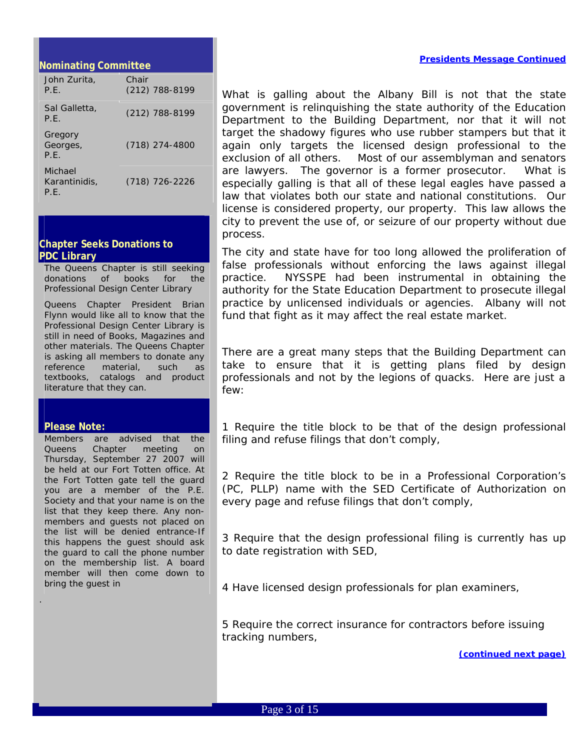## Nominating Committee

| | |
|---|---|
| John Zurita, P.E. | Chair (212) 788-8199 |
| Sal Galletta, P.E. | (212) 788-8199 |
| Gregory Georges, P.E. | (718) 274-4800 |
| Michael Karantinidis, P.E. | (718) 726-2226 |

## Chapter Seeks Donations to PDC Library

The Queens Chapter is still seeking donations of books for the Professional Design Center Library

Queens Chapter President Brian Flynn would like all to know that the Professional Design Center Library is still in need of Books, Magazines and other materials. The Queens Chapter is asking all members to donate any reference material, such as textbooks, catalogs and product literature that they can.

## Please Note:

Members are advised that the Queens Chapter meeting on Thursday, September 27 2007 will be held at our Fort Totten office. At the Fort Totten gate tell the guard you are a member of the P.E. Society and that your name is on the list that they keep there. Any non-members and guests not placed on the list will be denied entrance-If this happens the guest should ask the guard to call the phone number on the membership list. A board member will then come down to bring the guest in

.

**Presidents Message Continued**

What is galling about the Albany Bill is not that the state government is relinquishing the state authority of the Education Department to the Building Department, nor that it will not target the shadowy figures who use rubber stampers but that it again only targets the licensed design professional to the exclusion of all others. Most of our assemblyman and senators are lawyers. The governor is a former prosecutor. What is especially galling is that all of these legal eagles have passed a law that violates both our state and national constitutions. Our license is considered property, our property. This law allows the city to prevent the use of, or seizure of our property without due process.

The city and state have for too long allowed the proliferation of false professionals without enforcing the laws against illegal practice. NYSSPE had been instrumental in obtaining the authority for the State Education Department to prosecute illegal practice by unlicensed individuals or agencies. Albany will not fund that fight as it may affect the real estate market.

There are a great many steps that the Building Department can take to ensure that it is getting plans filed by design professionals and not by the legions of quacks. Here are just a few:

1 Require the title block to be that of the design professional filing and refuse filings that don't comply,

2 Require the title block to be in a Professional Corporation's (PC, PLLP) name with the SED Certificate of Authorization on every page and refuse filings that don't comply,

3 Require that the design professional filing is currently has up to date registration with SED,

4 Have licensed design professionals for plan examiners,

5 Require the correct insurance for contractors before issuing tracking numbers,

**(continued next page)**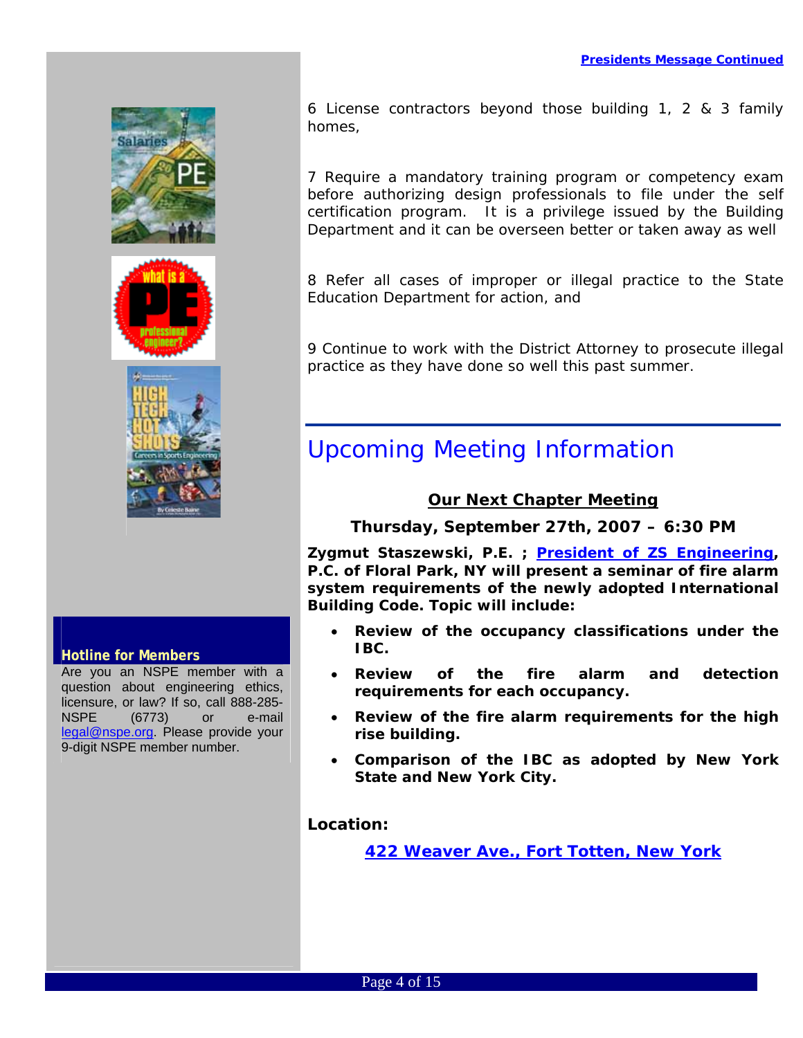**Presidents Message Continued**

6 License contractors beyond those building 1, 2 & 3 family homes,

7 Require a mandatory training program or competency exam before authorizing design professionals to file under the self certification program. It is a privilege issued by the Building Department and it can be overseen better or taken away as well

8 Refer all cases of improper or illegal practice to the State Education Department for action, and

9 Continue to work with the District Attorney to prosecute illegal practice as they have done so well this past summer.

## Upcoming Meeting Information

### Our Next Chapter Meeting

**Thursday, September 27th, 2007 – 6:30 PM**

**Zygmut Staszewski, P.E. ; President of ZS Engineering, P.C. of Floral Park, NY will present a seminar of fire alarm system requirements of the newly adopted International Building Code. Topic will include:**

- **Review of the occupancy classifications under the IBC.**
- **Review of the fire alarm and detection requirements for each occupancy.**
- **Review of the fire alarm requirements for the high rise building.**
- **Comparison of the IBC as adopted by New York State and New York City.**

**Location:**

**422 Weaver Ave., Fort Totten, New York**

**Hotline for Members**

Are you an NSPE member with a question about engineering ethics, licensure, or law? If so, call 888-285-NSPE (6773) or e-mail legal@nspe.org. Please provide your 9-digit NSPE member number.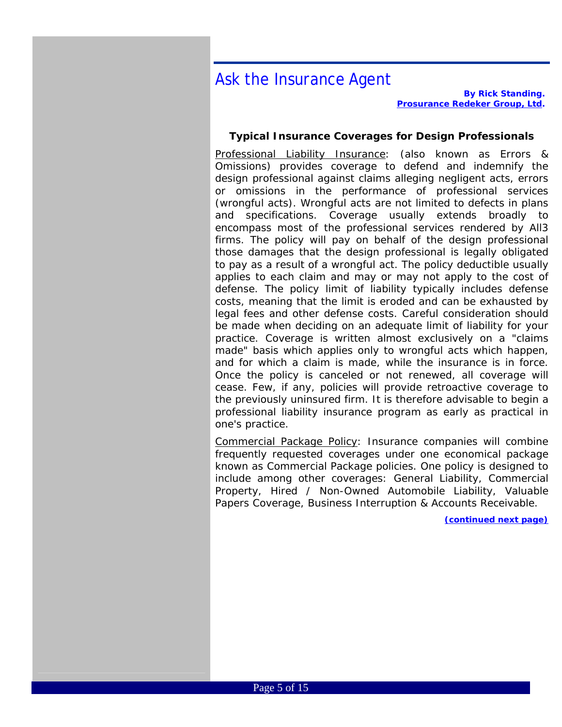# Ask the Insurance Agent

**By Rick Standing.**
**Prosurance Redeker Group, Ltd.**

### Typical Insurance Coverages for Design Professionals

Professional Liability Insurance: (also known as Errors & Omissions) provides coverage to defend and indemnify the design professional against claims alleging negligent acts, errors or omissions in the performance of professional services (wrongful acts). Wrongful acts are not limited to defects in plans and specifications. Coverage usually extends broadly to encompass most of the professional services rendered by All3 firms. The policy will pay on behalf of the design professional those damages that the design professional is legally obligated to pay as a result of a wrongful act. The policy deductible usually applies to each claim and may or may not apply to the cost of defense. The policy limit of liability typically includes defense costs, meaning that the limit is eroded and can be exhausted by legal fees and other defense costs. Careful consideration should be made when deciding on an adequate limit of liability for your practice. Coverage is written almost exclusively on a "claims made" basis which applies only to wrongful acts which happen, and for which a claim is made, while the insurance is in force. Once the policy is canceled or not renewed, all coverage will cease. Few, if any, policies will provide retroactive coverage to the previously uninsured firm. It is therefore advisable to begin a professional liability insurance program as early as practical in one's practice.

Commercial Package Policy: Insurance companies will combine frequently requested coverages under one economical package known as Commercial Package policies. One policy is designed to include among other coverages: General Liability, Commercial Property, Hired / Non-Owned Automobile Liability, Valuable Papers Coverage, Business Interruption & Accounts Receivable.

**(continued next page)**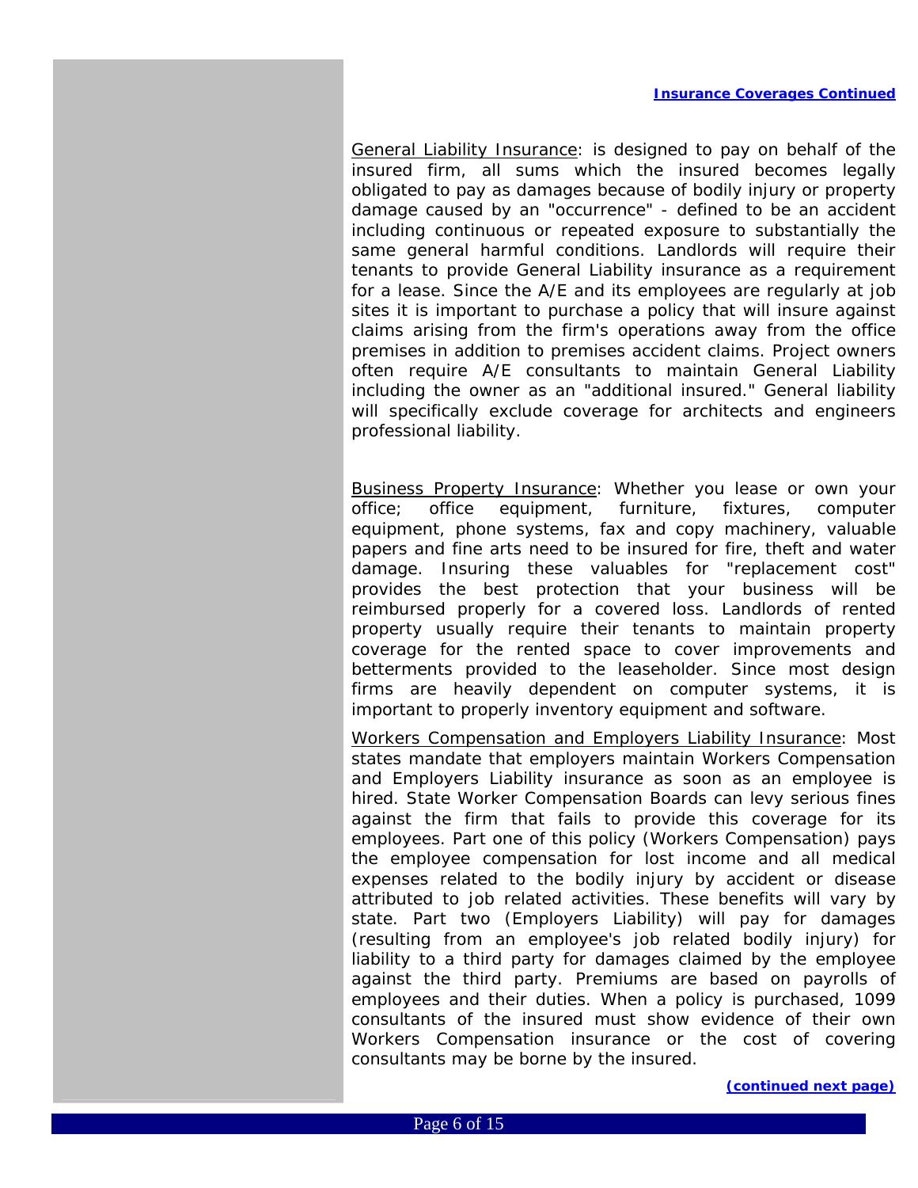**Insurance Coverages Continued**

General Liability Insurance: is designed to pay on behalf of the insured firm, all sums which the insured becomes legally obligated to pay as damages because of bodily injury or property damage caused by an "occurrence" - defined to be an accident including continuous or repeated exposure to substantially the same general harmful conditions. Landlords will require their tenants to provide General Liability insurance as a requirement for a lease. Since the A/E and its employees are regularly at job sites it is important to purchase a policy that will insure against claims arising from the firm's operations away from the office premises in addition to premises accident claims. Project owners often require A/E consultants to maintain General Liability including the owner as an "additional insured." General liability will specifically exclude coverage for architects and engineers professional liability.

Business Property Insurance: Whether you lease or own your office; office equipment, furniture, fixtures, computer equipment, phone systems, fax and copy machinery, valuable papers and fine arts need to be insured for fire, theft and water damage. Insuring these valuables for "replacement cost" provides the best protection that your business will be reimbursed properly for a covered loss. Landlords of rented property usually require their tenants to maintain property coverage for the rented space to cover improvements and betterments provided to the leaseholder. Since most design firms are heavily dependent on computer systems, it is important to properly inventory equipment and software.

Workers Compensation and Employers Liability Insurance: Most states mandate that employers maintain Workers Compensation and Employers Liability insurance as soon as an employee is hired. State Worker Compensation Boards can levy serious fines against the firm that fails to provide this coverage for its employees. Part one of this policy (Workers Compensation) pays the employee compensation for lost income and all medical expenses related to the bodily injury by accident or disease attributed to job related activities. These benefits will vary by state. Part two (Employers Liability) will pay for damages (resulting from an employee's job related bodily injury) for liability to a third party for damages claimed by the employee against the third party. Premiums are based on payrolls of employees and their duties. When a policy is purchased, 1099 consultants of the insured must show evidence of their own Workers Compensation insurance or the cost of covering consultants may be borne by the insured.

**(continued next page)**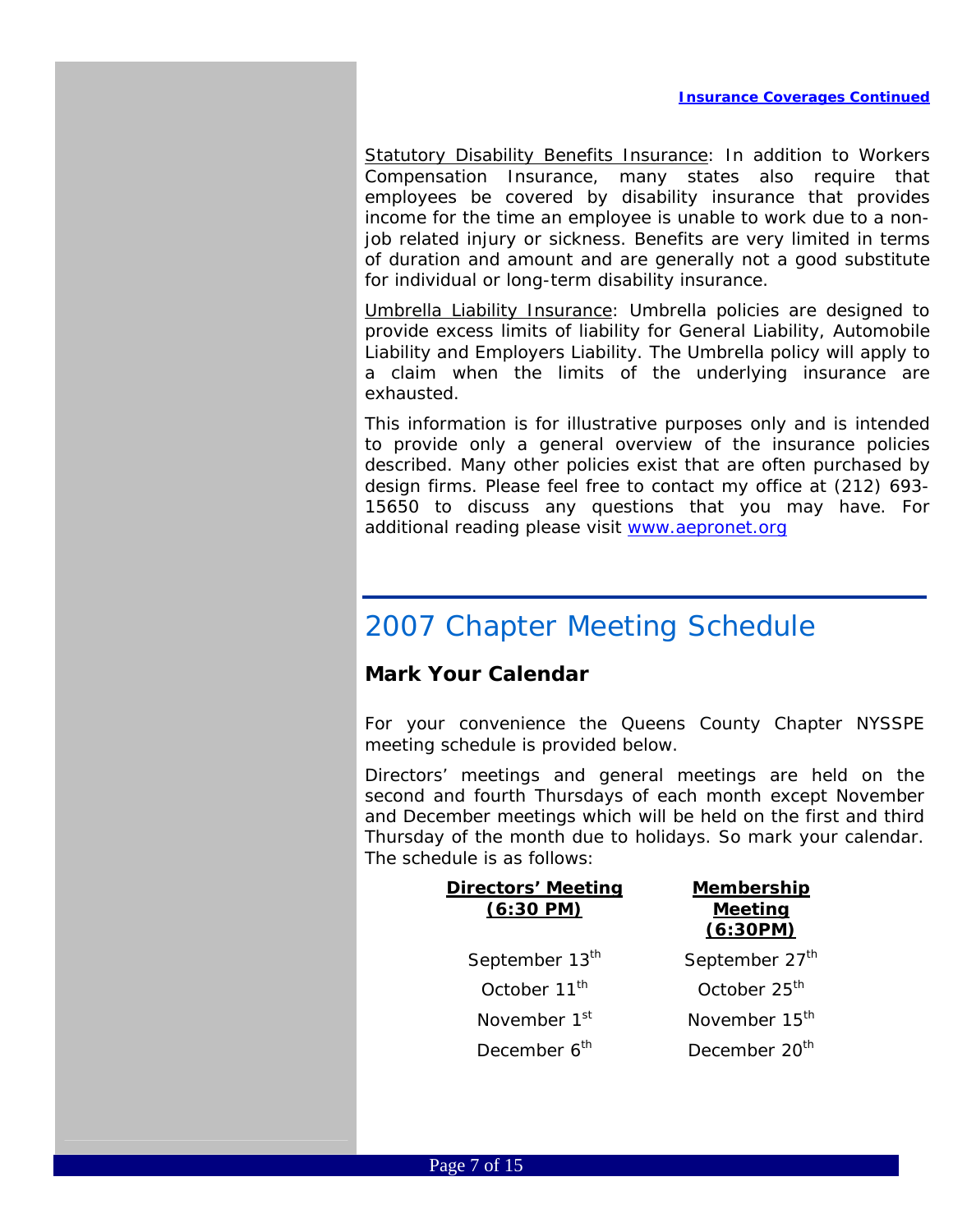**Insurance Coverages Continued**

Statutory Disability Benefits Insurance: In addition to Workers Compensation Insurance, many states also require that employees be covered by disability insurance that provides income for the time an employee is unable to work due to a non-job related injury or sickness. Benefits are very limited in terms of duration and amount and are generally not a good substitute for individual or long-term disability insurance.

Umbrella Liability Insurance: Umbrella policies are designed to provide excess limits of liability for General Liability, Automobile Liability and Employers Liability. The Umbrella policy will apply to a claim when the limits of the underlying insurance are exhausted.

This information is for illustrative purposes only and is intended to provide only a general overview of the insurance policies described. Many other policies exist that are often purchased by design firms. Please feel free to contact my office at (212) 693-15650 to discuss any questions that you may have. For additional reading please visit www.aepronet.org

# 2007 Chapter Meeting Schedule

### Mark Your Calendar

For your convenience the Queens County Chapter NYSSPE meeting schedule is provided below.

Directors' meetings and general meetings are held on the second and fourth Thursdays of each month except November and December meetings which will be held on the first and third Thursday of the month due to holidays. So mark your calendar. The schedule is as follows:

| Directors' Meeting (6:30 PM) | Membership Meeting (6:30PM) |
|---|---|
| September 13th | September 27th |
| October 11th | October 25th |
| November 1st | November 15th |
| December 6th | December 20th |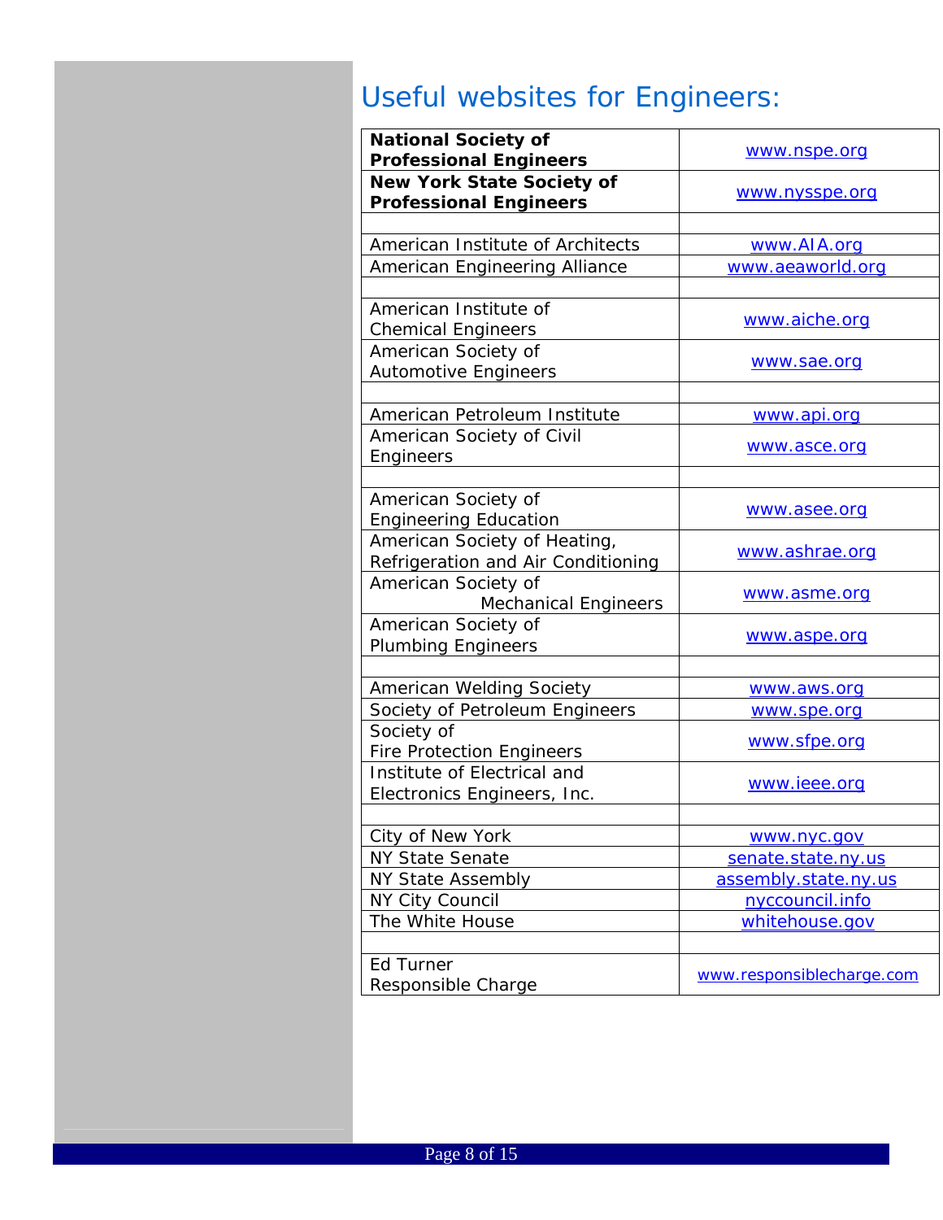## Useful websites for Engineers:

| | |
|---|---|
| **National Society of Professional Engineers** | www.nspe.org |
| **New York State Society of Professional Engineers** | www.nysspe.org |
| | |
| American Institute of Architects | www.AIA.org |
| American Engineering Alliance | www.aeaworld.org |
| | |
| American Institute of Chemical Engineers | www.aiche.org |
| American Society of Automotive Engineers | www.sae.org |
| | |
| American Petroleum Institute | www.api.org |
| American Society of Civil Engineers | www.asce.org |
| | |
| American Society of Engineering Education | www.asee.org |
| American Society of Heating, Refrigeration and Air Conditioning | www.ashrae.org |
| American Society of Mechanical Engineers | www.asme.org |
| American Society of Plumbing Engineers | www.aspe.org |
| | |
| American Welding Society | www.aws.org |
| Society of Petroleum Engineers | www.spe.org |
| Society of Fire Protection Engineers | www.sfpe.org |
| Institute of Electrical and Electronics Engineers, Inc. | www.ieee.org |
| | |
| City of New York | www.nyc.gov |
| NY State Senate | senate.state.ny.us |
| NY State Assembly | assembly.state.ny.us |
| NY City Council | nyccouncil.info |
| The White House | whitehouse.gov |
| | |
| Ed Turner Responsible Charge | www.responsiblecharge.com |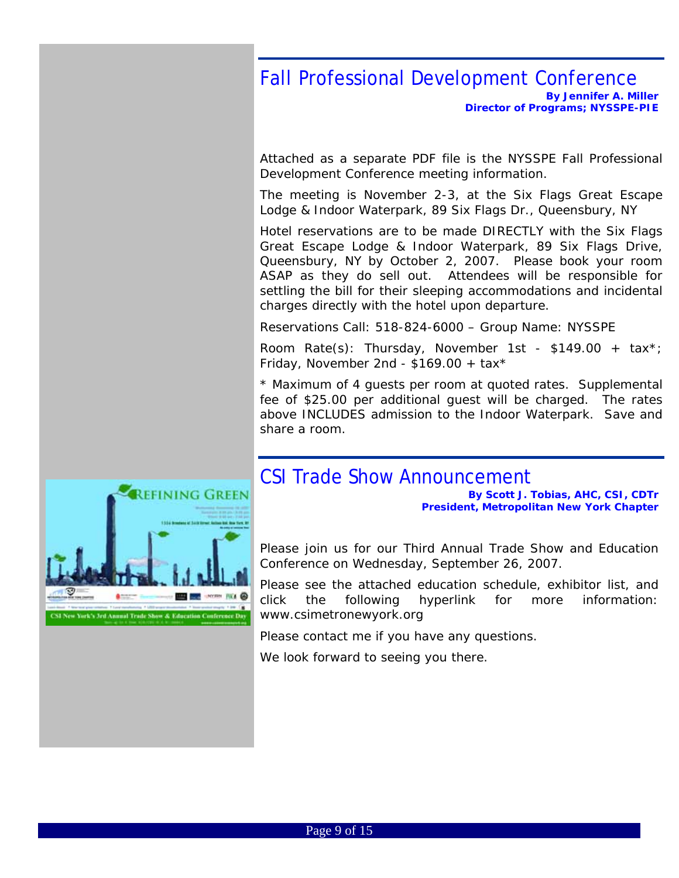## Fall Professional Development Conference

**By Jennifer A. Miller**
**Director of Programs; NYSSPE-PIE**

Attached as a separate PDF file is the NYSSPE Fall Professional Development Conference meeting information.

The meeting is November 2-3, at the Six Flags Great Escape Lodge & Indoor Waterpark, 89 Six Flags Dr., Queensbury, NY

Hotel reservations are to be made DIRECTLY with the Six Flags Great Escape Lodge & Indoor Waterpark, 89 Six Flags Drive, Queensbury, NY by October 2, 2007. Please book your room ASAP as they do sell out. Attendees will be responsible for settling the bill for their sleeping accommodations and incidental charges directly with the hotel upon departure.

Reservations Call: 518-824-6000 – Group Name: NYSSPE

Room Rate(s): Thursday, November 1st - $149.00 + tax*; Friday, November 2nd - $169.00 + tax*

* Maximum of 4 guests per room at quoted rates. Supplemental fee of $25.00 per additional guest will be charged. The rates above INCLUDES admission to the Indoor Waterpark. Save and share a room.

## CSI Trade Show Announcement

**By Scott J. Tobias, AHC, CSI, CDTr**
**President, Metropolitan New York Chapter**

Please join us for our Third Annual Trade Show and Education Conference on Wednesday, September 26, 2007.

Please see the attached education schedule, exhibitor list, and click the following hyperlink for more information: www.csimetronewyork.org

Please contact me if you have any questions.

We look forward to seeing you there.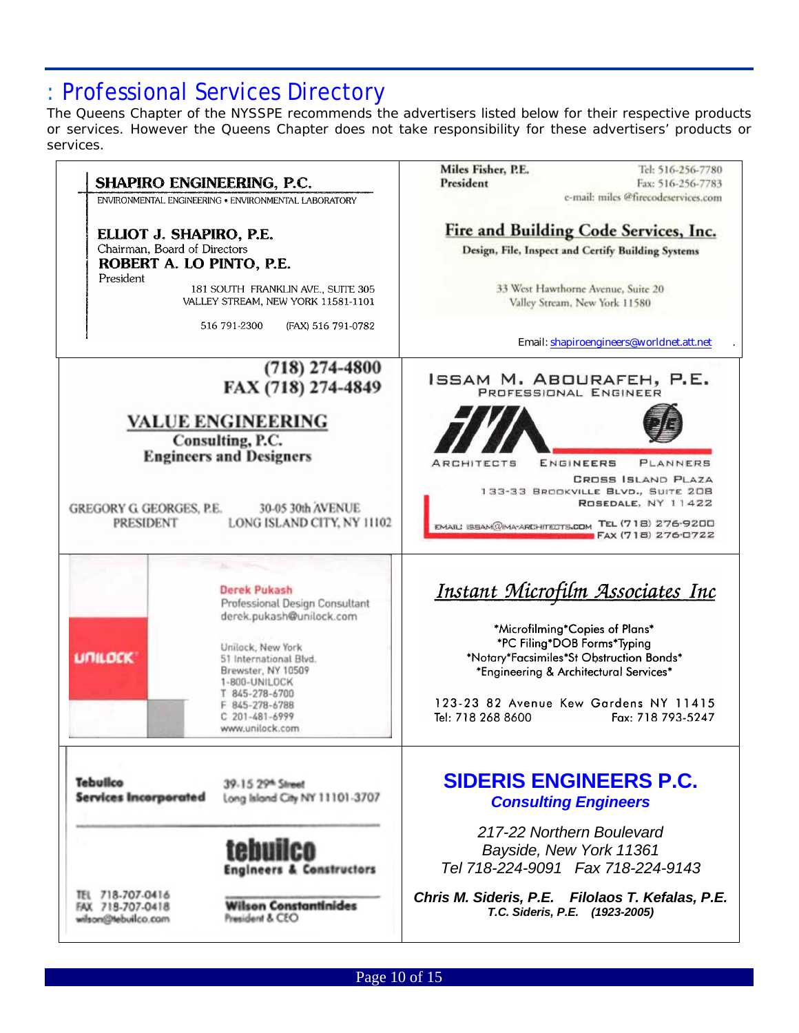# : Professional Services Directory

The Queens Chapter of the NYSSPE recommends the advertisers listed below for their respective products or services. However the Queens Chapter does not take responsibility for these advertisers' products or services.

---

**SHAPIRO ENGINEERING, P.C.**
ENVIRONMENTAL ENGINEERING • ENVIRONMENTAL LABORATORY

**ELLIOT J. SHAPIRO, P.E.**
Chairman, Board of Directors
**ROBERT A. LO PINTO, P.E.**
President

181 SOUTH FRANKLIN AVE., SUITE 305
VALLEY STREAM, NEW YORK 11581-1101

516 791-2300 (FAX) 516 791-0782

Email: shapiroengineers@worldnet.att.net

---

**Miles Fisher, P.E.**
**President**

Tel: 516-256-7780
Fax: 516-256-7783
e-mail: miles @firecodeservices.com

**Fire and Building Code Services, Inc.**
**Design, File, Inspect and Certify Building Systems**

33 West Hawthorne Avenue, Suite 20
Valley Stream, New York 11580

---

**(718) 274-4800**
**FAX (718) 274-4849**

**VALUE ENGINEERING**
**Consulting, P.C.**
**Engineers and Designers**

GREGORY G. GEORGES, P.E.
PRESIDENT

30-05 30th AVENUE
LONG ISLAND CITY, NY 11102

---

**ISSAM M. ABOURAFEH, P.E.**
PROFESSIONAL ENGINEER

IMA

ARCHITECTS ENGINEERS PLANNERS

CROSS ISLAND PLAZA
133-33 BROOKVILLE BLVD., SUITE 208
ROSEDALE, NY 11422

EMAIL: ISSAM@IMA-ARCHITECTS.COM
TEL (718) 276-9200
FAX (718) 276-0722

---

UNILOCK

**Derek Pukash**
Professional Design Consultant
derek.pukash@unilock.com

Unilock, New York
51 International Blvd.
Brewster, NY 10509
1-800-UNILOCK
T 845-278-6700
F 845-278-6788
C 201-481-6999
www.unilock.com

---

***Instant Microfilm Associates Inc***

\*Microfilming\*Copies of Plans\*
\*PC Filing\*DOB Forms\*Typing
\*Notary\*Facsimiles\*St Obstruction Bonds\*
\*Engineering & Architectural Services\*

123-23 82 Avenue Kew Gardens NY 11415
Tel: 718 268 8600 Fax: 718 793-5247

---

**Tebuilco Services Incorporated**

39-15 29th Street
Long Island City NY 11101-3707

**tebuilco**
**Engineers & Constructors**

**Wilson Constantinides**
President & CEO

TEL 718-707-0416
FAX 718-707-0418
wilson@tebuilco.com

---

**SIDERIS ENGINEERS P.C.**
***Consulting Engineers***

*217-22 Northern Boulevard*
*Bayside, New York 11361*
*Tel 718-224-9091 Fax 718-224-9143*

***Chris M. Sideris, P.E. Filolaos T. Kefalas, P.E.***
***T.C. Sideris, P.E. (1923-2005)***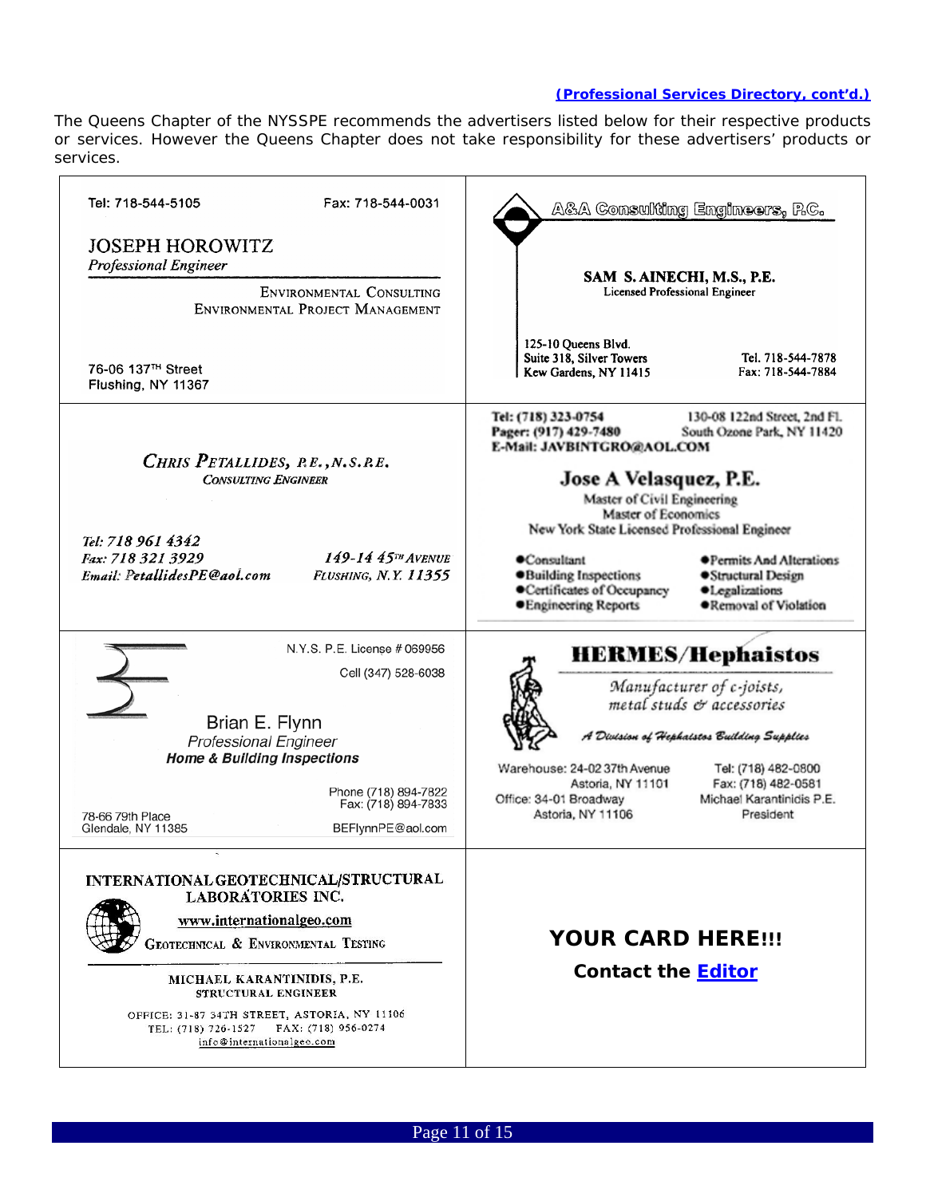**(Professional Services Directory, cont'd.)**

The Queens Chapter of the NYSSPE recommends the advertisers listed below for their respective products or services. However the Queens Chapter does not take responsibility for these advertisers' products or services.

---

Tel: 718-544-5105 Fax: 718-544-0031

**JOSEPH HOROWITZ**
*Professional Engineer*

ENVIRONMENTAL CONSULTING
ENVIRONMENTAL PROJECT MANAGEMENT

76-06 137TH Street
Flushing, NY 11367

---

**A&A Consulting Engineers, P.C.**

**SAM S. AINECHI, M.S., P.E.**
Licensed Professional Engineer

125-10 Queens Blvd.
Suite 318, Silver Towers
Kew Gardens, NY 11415

Tel. 718-544-7878
Fax: 718-544-7884

---

***CHRIS PETALLIDES, P.E., N.S.P.E.***
*CONSULTING ENGINEER*

*Tel: 718 961 4342*
*Fax: 718 321 3929*
*Email: PetallidesPE@aol.com*

*149-14 45TH AVENUE*
*FLUSHING, N.Y. 11355*

---

**Tel: (718) 323-0754**
**Pager: (917) 429-7480**
**E-Mail: JAVBINTGRO@AOL.COM**

130-08 122nd Street, 2nd Fl.
South Ozone Park, NY 11420

**Jose A Velasquez, P.E.**
Master of Civil Engineering
Master of Economics
New York State Licensed Professional Engineer

- Consultant
- Building Inspections
- Certificates of Occupancy
- Engineering Reports
- Permits And Alterations
- Structural Design
- Legalizations
- Removal of Violation

---

N.Y.S. P.E. License # 069956
Cell (347) 528-6038

Brian E. Flynn
*Professional Engineer*
***Home & Building Inspections***

78-66 79th Place
Glendale, NY 11385

Phone (718) 894-7822
Fax: (718) 894-7833
BEFlynnPE@aol.com

---

**HERMES/Hephaistos**

*Manufacturer of c-joists, metal studs & accessories*

*A Division of Hephaistos Building Supplies*

Warehouse: 24-02 37th Avenue
Astoria, NY 11101
Office: 34-01 Broadway
Astoria, NY 11106

Tel: (718) 482-0800
Fax: (718) 482-0581
Michael Karantinidis P.E.
President

---

**INTERNATIONAL GEOTECHNICAL/STRUCTURAL LABORATORIES INC.**

www.internationalgeo.com

GEOTECHNICAL & ENVIRONMENTAL TESTING

MICHAEL KARANTINIDIS, P.E.
STRUCTURAL ENGINEER

OFFICE: 31-87 34TH STREET, ASTORIA, NY 11106
TEL: (718) 726-1527 FAX: (718) 956-0274
info@internationalgeo.com

---

**YOUR CARD HERE!!!**

**Contact the Editor**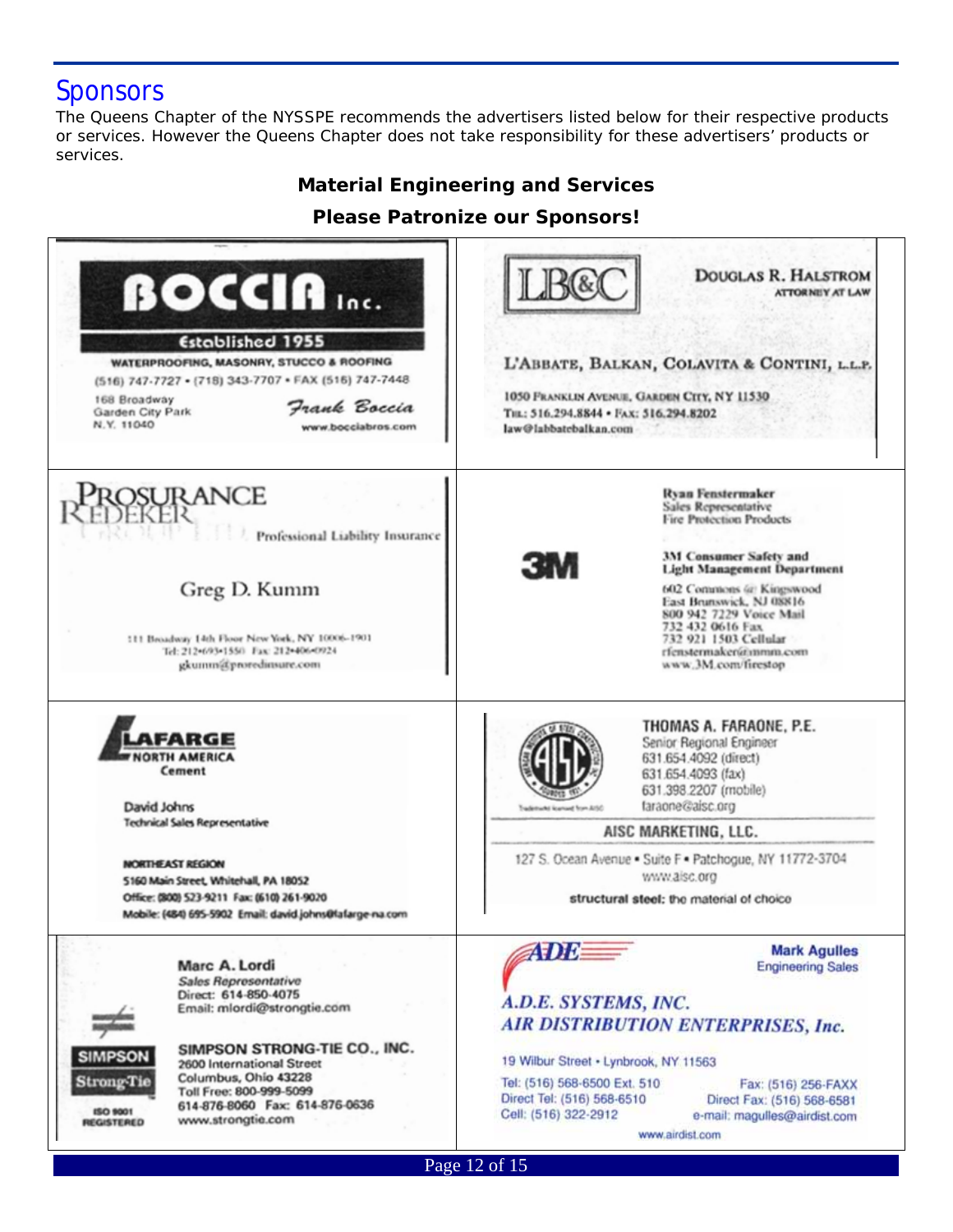## Sponsors

The Queens Chapter of the NYSSPE recommends the advertisers listed below for their respective products or services. However the Queens Chapter does not take responsibility for these advertisers' products or services.

**Material Engineering and Services**

**Please Patronize our Sponsors!**

**BOCCIA Inc.**
Established 1955
WATERPROOFING, MASONRY, STUCCO & ROOFING
(516) 747-7727 • (718) 343-7707 • FAX (516) 747-7448
168 Broadway
Garden City Park
N.Y. 11040
Frank Boccia
www.bocciabros.com

**LB&C**
DOUGLAS R. HALSTROM
ATTORNEY AT LAW
L'ABBATE, BALKAN, COLAVITA & CONTINI, L.L.P.
1050 FRANKLIN AVENUE, GARDEN CITY, NY 11530
TEL: 516.294.8844 • FAX: 516.294.8202
law@labbatebalkan.com

**PROSURANCE REDEKER GROUP LTD.**
Professional Liability Insurance
Greg D. Kumm
111 Broadway 14th Floor New York, NY 10006-1901
Tel: 212•693•1550 Fax: 212•406•0924
gkumm@proredinsure.com

**3M**
Ryan Fenstermaker
Sales Representative
Fire Protection Products
3M Consumer Safety and Light Management Department
602 Commons @ Kingswood
East Brunswick, NJ 08816
800 942 7229 Voice Mail
732 432 0616 Fax
732 921 1503 Cellular
rfenstermaker@mmm.com
www.3M.com/firestop

**LAFARGE NORTH AMERICA**
Cement
David Johns
Technical Sales Representative
NORTHEAST REGION
5160 Main Street, Whitehall, PA 18052
Office: (800) 523-9211 Fax: (610) 261-9020
Mobile: (484) 695-5902 Email: david.johns@lafarge-na.com

**AISC**
THOMAS A. FARAONE, P.E.
Senior Regional Engineer
631.654.4092 (direct)
631.654.4093 (fax)
631.398.2207 (mobile)
faraone@aisc.org
AISC MARKETING, LLC.
127 S. Ocean Avenue • Suite F • Patchogue, NY 11772-3704
www.aisc.org
structural steel: the material of choice

**SIMPSON Strong-Tie**
ISO 9001 REGISTERED
Marc A. Lordi
Sales Representative
Direct: 614-850-4075
Email: mlordi@strongtie.com
SIMPSON STRONG-TIE CO., INC.
2600 International Street
Columbus, Ohio 43228
Toll Free: 800-999-5099
614-876-8060 Fax: 614-876-0636
www.strongtie.com

**ADE**
Mark Agulles
Engineering Sales
A.D.E. SYSTEMS, INC.
AIR DISTRIBUTION ENTERPRISES, Inc.
19 Wilbur Street • Lynbrook, NY 11563
Tel: (516) 568-6500 Ext. 510
Direct Tel: (516) 568-6510
Cell: (516) 322-2912
Fax: (516) 256-FAXX
Direct Fax: (516) 568-6581
e-mail: magulles@airdist.com
www.airdist.com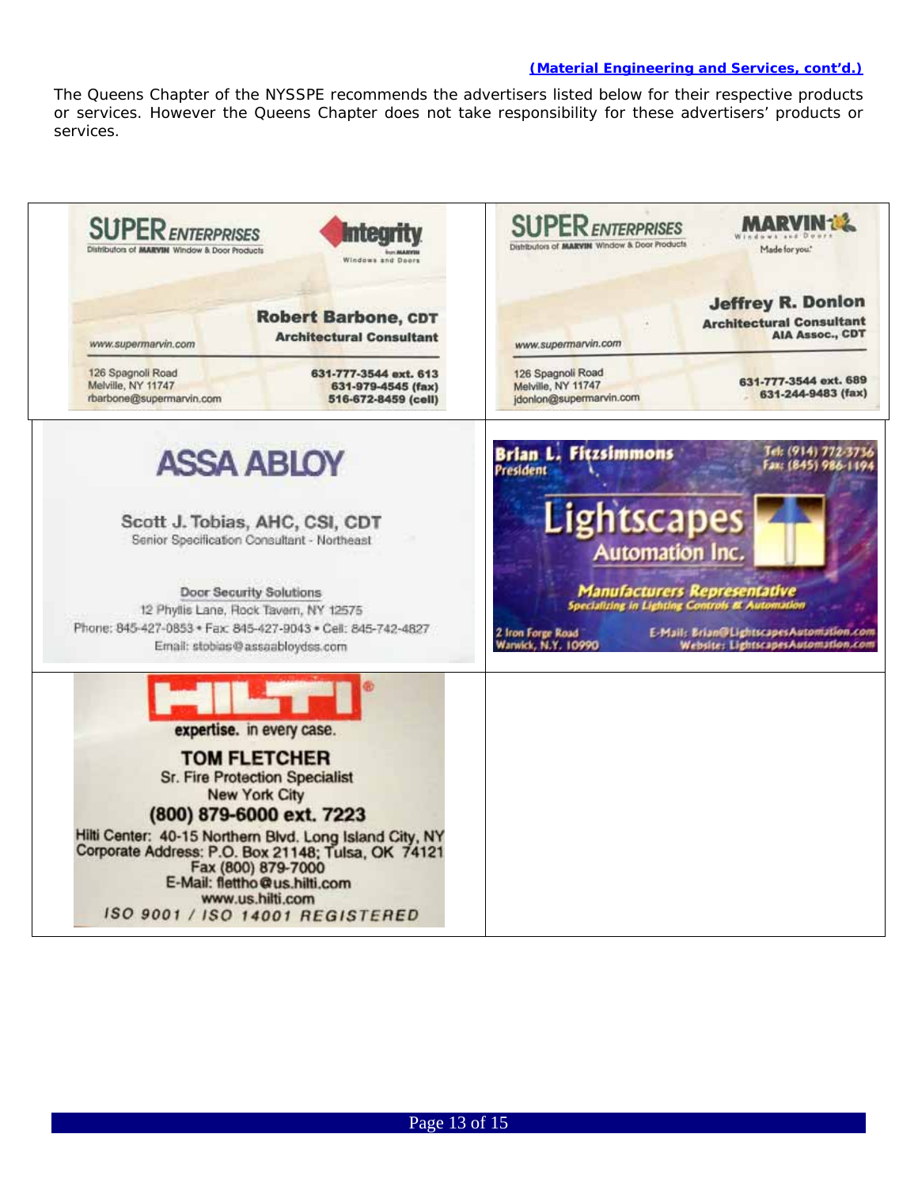**(Material Engineering and Services, cont'd.)**

The Queens Chapter of the NYSSPE recommends the advertisers listed below for their respective products or services. However the Queens Chapter does not take responsibility for these advertisers' products or services.

| | |
|---|---|
| SUPER ENTERPRISES – Distributors of MARVIN Window & Door Products – Integrity Windows and Doors from MARVIN<br>**Robert Barbone, CDT**<br>Architectural Consultant<br>www.supermarvin.com<br>126 Spagnoli Road<br>Melville, NY 11747<br>rbarbone@supermarvin.com<br>631-777-3544 ext. 613<br>631-979-4545 (fax)<br>516-672-8459 (cell) | SUPER ENTERPRISES – Distributors of MARVIN Window & Door Products – MARVIN Windows and Doors, Made for you.<br>**Jeffrey R. Donlon**<br>Architectural Consultant<br>AIA Assoc., CDT<br>www.supermarvin.com<br>126 Spagnoli Road<br>Melville, NY 11747<br>jdonlon@supermarvin.com<br>631-777-3544 ext. 689<br>631-244-9483 (fax) |
| **ASSA ABLOY**<br>Scott J. Tobias, AHC, CSI, CDT<br>Senior Specification Consultant - Northeast<br>Door Security Solutions<br>12 Phyllis Lane, Rock Tavern, NY 12575<br>Phone: 845-427-0853 • Fax: 845-427-9043 • Cell: 845-742-4827<br>Email: stobias@assaabloydss.com | **Brian L. Fitzsimmons**<br>President<br>Tel: (914) 772-3736<br>Fax: (845) 986-1194<br>**Lightscapes Automation Inc.**<br>Manufacturers Representative<br>Specializing in Lighting Controls & Automation<br>2 Iron Forge Road<br>Warwick, N.Y. 10990<br>E-Mail: Brian@LightscapesAutomation.com<br>Website: LightscapesAutomation.com |
| **HILTI**<br>expertise. in every case.<br>**TOM FLETCHER**<br>Sr. Fire Protection Specialist<br>New York City<br>(800) 879-6000 ext. 7223<br>Hilti Center: 40-15 Northern Blvd. Long Island City, NY<br>Corporate Address: P.O. Box 21148; Tulsa, OK 74121<br>Fax (800) 879-7000<br>E-Mail: flettho@us.hilti.com<br>www.us.hilti.com<br>ISO 9001 / ISO 14001 REGISTERED | |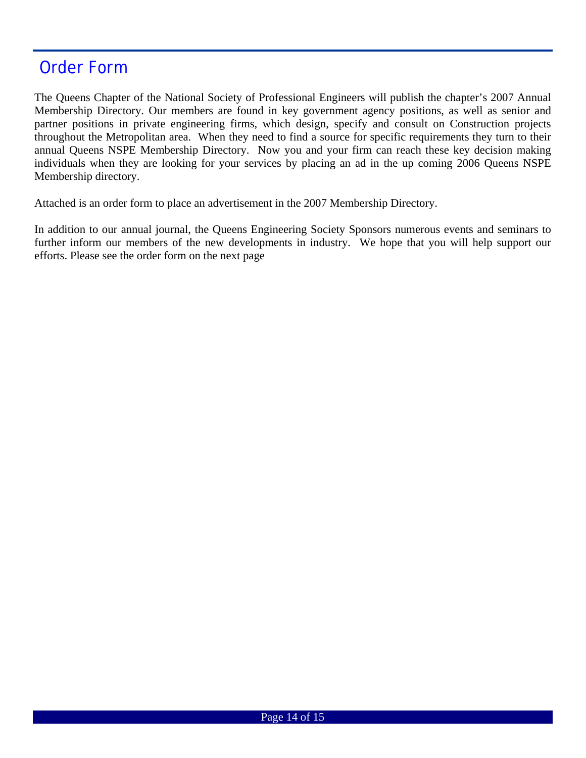# Order Form

The Queens Chapter of the National Society of Professional Engineers will publish the chapter's 2007 Annual Membership Directory. Our members are found in key government agency positions, as well as senior and partner positions in private engineering firms, which design, specify and consult on Construction projects throughout the Metropolitan area. When they need to find a source for specific requirements they turn to their annual Queens NSPE Membership Directory. Now you and your firm can reach these key decision making individuals when they are looking for your services by placing an ad in the up coming 2006 Queens NSPE Membership directory.

Attached is an order form to place an advertisement in the 2007 Membership Directory.

In addition to our annual journal, the Queens Engineering Society Sponsors numerous events and seminars to further inform our members of the new developments in industry. We hope that you will help support our efforts. Please see the order form on the next page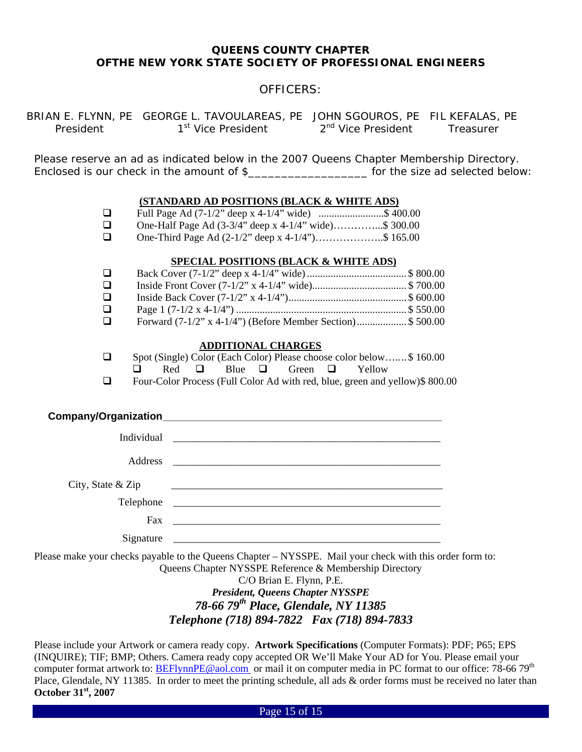**QUEENS COUNTY CHAPTER**
**OFTHE NEW YORK STATE SOCIETY OF PROFESSIONAL ENGINEERS**

OFFICERS:

| BRIAN E. FLYNN, PE | GEORGE L. TAVOULAREAS, PE | JOHN SGOUROS, PE | FIL KEFALAS, PE |
|---|---|---|---|
| President | 1st Vice President | 2nd Vice President | Treasurer |

Please reserve an ad as indicated below in the 2007 Queens Chapter Membership Directory. Enclosed is our check in the amount of $__________________ for the size ad selected below:

**(STANDARD AD POSITIONS (BLACK & WHITE ADS)**

- ☐ Full Page Ad (7-1/2" deep x 4-1/4" wide) .........................$ 400.00
- ☐ One-Half Page Ad (3-3/4" deep x 4-1/4" wide)…………...$ 300.00
- ☐ One-Third Page Ad (2-1/2" deep x 4-1/4")………………..$ 165.00

**SPECIAL POSITIONS (BLACK & WHITE ADS)**

- ☐ Back Cover (7-1/2" deep x 4-1/4" wide) ......................................$ 800.00
- ☐ Inside Front Cover (7-1/2" x 4-1/4" wide)....................................$ 700.00
- ☐ Inside Back Cover (7-1/2" x 4-1/4").............................................$ 600.00
- ☐ Page 1 (7-1/2 x 4-1/4") .................................................................$ 550.00
- ☐ Forward (7-1/2" x 4-1/4") (Before Member Section)...................$ 500.00

**ADDITIONAL CHARGES**

- ☐ Spot (Single) Color (Each Color) Please choose color below…....$ 160.00
  ☐ Red ☐ Blue ☐ Green ☐ Yellow
- ☐ Four-Color Process (Full Color Ad with red, blue, green and yellow)$ 800.00

**Company/Organization**_____________________________________________________

Individual _____________________________________________________

Address _____________________________________________________

City, State & Zip _____________________________________________________

Telephone _____________________________________________________

Fax _____________________________________________________

Signature _____________________________________________________

Please make your checks payable to the Queens Chapter – NYSSPE. Mail your check with this order form to:

Queens Chapter NYSSPE Reference & Membership Directory
C/O Brian E. Flynn, P.E.
***President, Queens Chapter NYSSPE***
***78-66 79th Place, Glendale, NY 11385***
***Telephone (718) 894-7822 Fax (718) 894-7833***

Please include your Artwork or camera ready copy. **Artwork Specifications** (Computer Formats): PDF; P65; EPS (INQUIRE); TIF; BMP; Others. Camera ready copy accepted OR We'll Make Your AD for You. Please email your computer format artwork to: BEFlynnPE@aol.com or mail it on computer media in PC format to our office: 78-66 79th Place, Glendale, NY 11385. In order to meet the printing schedule, all ads & order forms must be received no later than **October 31st, 2007**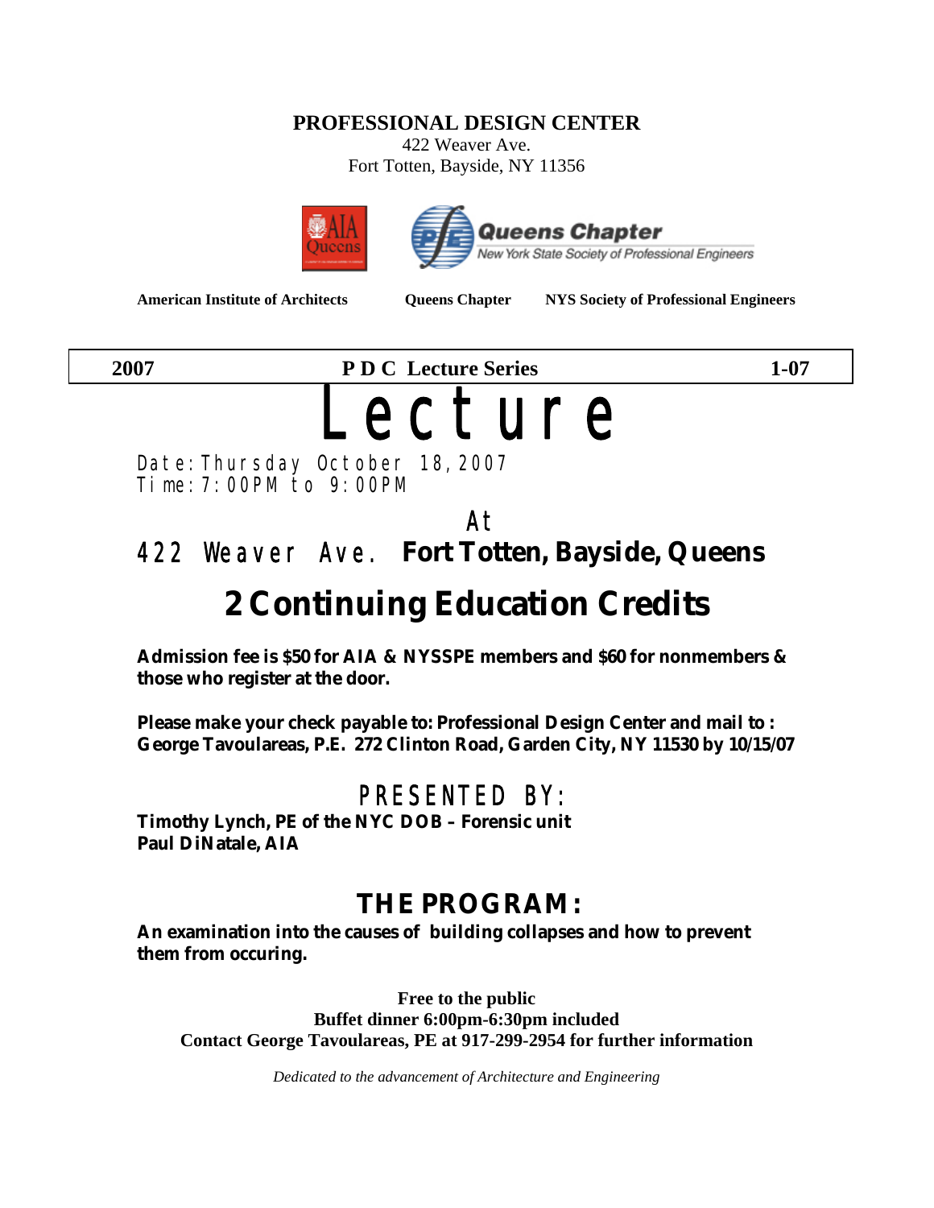**PROFESSIONAL DESIGN CENTER**
422 Weaver Ave.
Fort Totten, Bayside, NY 11356

Queens Chapter
New York State Society of Professional Engineers

**American Institute of Architects** **Queens Chapter** **NYS Society of Professional Engineers**

| **2007** | **P D C Lecture Series** | **1-07** |
|---|---|---|

# Lecture

Date: Thursday October 18, 2007
Time: 7:00PM to 9:00PM

At

422 Weaver Ave. **Fort Totten, Bayside, Queens**

# 2 Continuing Education Credits

**Admission fee is $50 for AIA & NYSSPE members and $60 for nonmembers & those who register at the door.**

**Please make your check payable to: Professional Design Center and mail to : George Tavoulareas, P.E. 272 Clinton Road, Garden City, NY 11530 by 10/15/07**

## PRESENTED BY:

**Timothy Lynch, PE of the NYC DOB – Forensic unit**
**Paul DiNatale, AIA**

## THE PROGRAM:

**An examination into the causes of building collapses and how to prevent them from occuring.**

**Free to the public**
**Buffet dinner 6:00pm-6:30pm included**
**Contact George Tavoulareas, PE at 917-299-2954 for further information**

*Dedicated to the advancement of Architecture and Engineering*